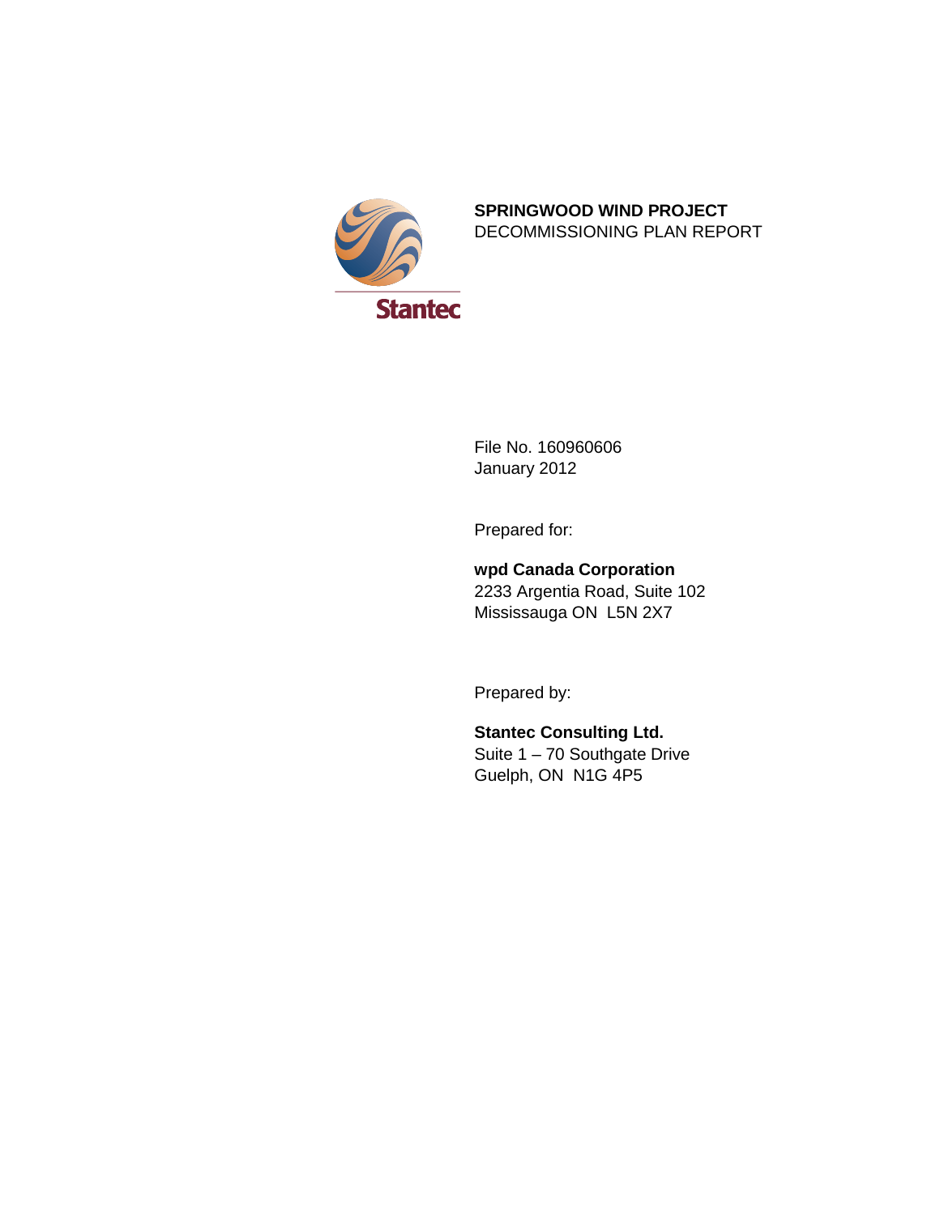Stantec

# SPRINGWOOD WIND PROJECT

DECOMMISSIONING PLAN REPORT

File No. 160960606
January 2012

Prepared for:

**wpd Canada Corporation**
2233 Argentia Road, Suite 102
Mississauga ON  L5N 2X7

Prepared by:

**Stantec Consulting Ltd.**
Suite 1 – 70 Southgate Drive
Guelph, ON  N1G 4P5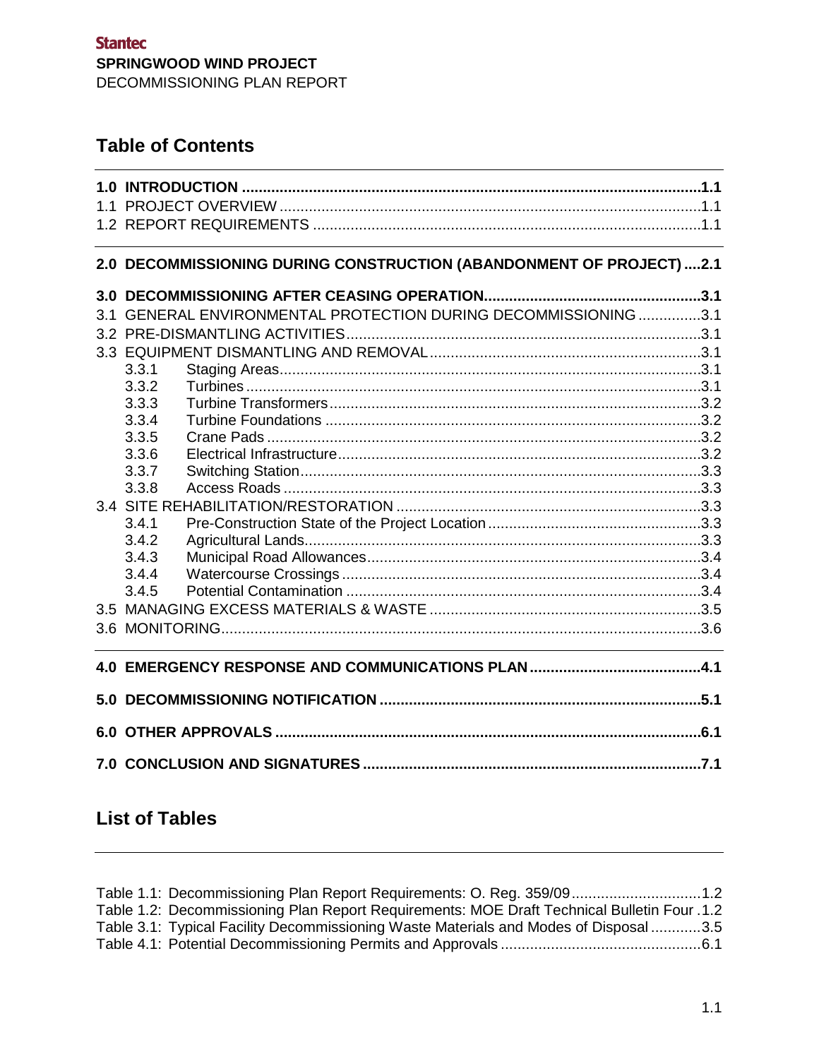# Table of Contents

**1.0 INTRODUCTION ....................................................................................................1.1**
1.1 PROJECT OVERVIEW ....................................................................................................1.1
1.2 REPORT REQUIREMENTS ............................................................................................1.1

**2.0 DECOMMISSIONING DURING CONSTRUCTION (ABANDONMENT OF PROJECT) ....2.1**

**3.0 DECOMMISSIONING AFTER CEASING OPERATION...................................................3.1**
3.1 GENERAL ENVIRONMENTAL PROTECTION DURING DECOMMISSIONING ...............3.1
3.2 PRE-DISMANTLING ACTIVITIES....................................................................................3.1
3.3 EQUIPMENT DISMANTLING AND REMOVAL ................................................................3.1
- 3.3.1 Staging Areas....................................................................................................3.1
- 3.3.2 Turbines ............................................................................................................3.1
- 3.3.3 Turbine Transformers........................................................................................3.2
- 3.3.4 Turbine Foundations .........................................................................................3.2
- 3.3.5 Crane Pads .......................................................................................................3.2
- 3.3.6 Electrical Infrastructure......................................................................................3.2
- 3.3.7 Switching Station...............................................................................................3.3
- 3.3.8 Access Roads ...................................................................................................3.3

3.4 SITE REHABILITATION/RESTORATION .........................................................................3.3
- 3.4.1 Pre-Construction State of the Project Location..................................................3.3
- 3.4.2 Agricultural Lands..............................................................................................3.3
- 3.4.3 Municipal Road Allowances...............................................................................3.4
- 3.4.4 Watercourse Crossings .....................................................................................3.4
- 3.4.5 Potential Contamination ....................................................................................3.4

3.5 MANAGING EXCESS MATERIALS & WASTE ................................................................3.5
3.6 MONITORING..................................................................................................................3.6

**4.0 EMERGENCY RESPONSE AND COMMUNICATIONS PLAN .........................................4.1**

**5.0 DECOMMISSIONING NOTIFICATION ............................................................................5.1**

**6.0 OTHER APPROVALS .....................................................................................................6.1**

**7.0 CONCLUSION AND SIGNATURES ................................................................................7.1**

# List of Tables

Table 1.1: Decommissioning Plan Report Requirements: O. Reg. 359/09...............................1.2
Table 1.2: Decommissioning Plan Report Requirements: MOE Draft Technical Bulletin Four .1.2
Table 3.1: Typical Facility Decommissioning Waste Materials and Modes of Disposal ............3.5
Table 4.1: Potential Decommissioning Permits and Approvals ................................................6.1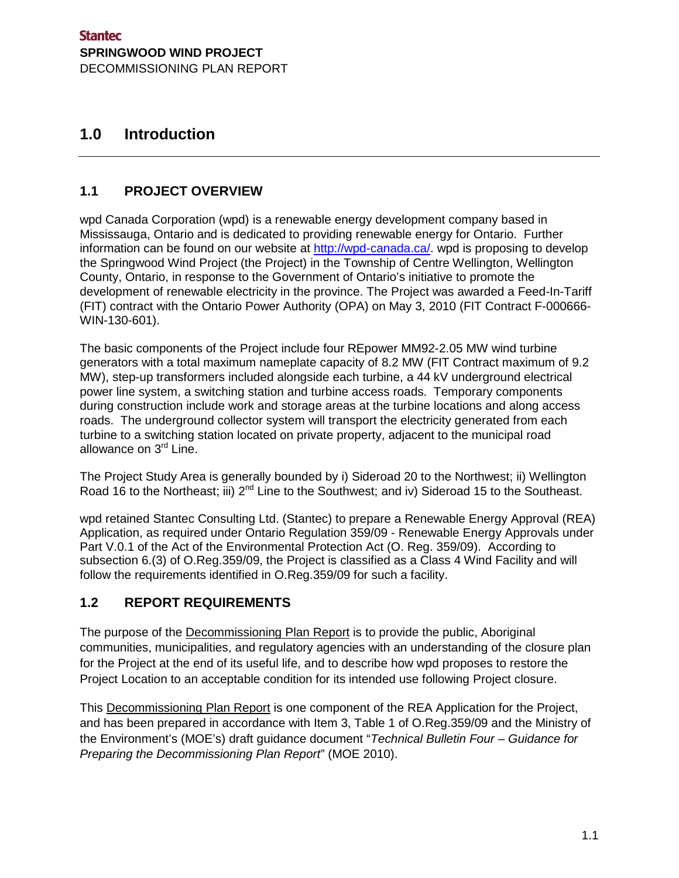# 1.0 Introduction

## 1.1 PROJECT OVERVIEW

wpd Canada Corporation (wpd) is a renewable energy development company based in Mississauga, Ontario and is dedicated to providing renewable energy for Ontario. Further information can be found on our website at http://wpd-canada.ca/. wpd is proposing to develop the Springwood Wind Project (the Project) in the Township of Centre Wellington, Wellington County, Ontario, in response to the Government of Ontario's initiative to promote the development of renewable electricity in the province. The Project was awarded a Feed-In-Tariff (FIT) contract with the Ontario Power Authority (OPA) on May 3, 2010 (FIT Contract F-000666-WIN-130-601).

The basic components of the Project include four REpower MM92-2.05 MW wind turbine generators with a total maximum nameplate capacity of 8.2 MW (FIT Contract maximum of 9.2 MW), step-up transformers included alongside each turbine, a 44 kV underground electrical power line system, a switching station and turbine access roads. Temporary components during construction include work and storage areas at the turbine locations and along access roads. The underground collector system will transport the electricity generated from each turbine to a switching station located on private property, adjacent to the municipal road allowance on 3rd Line.

The Project Study Area is generally bounded by i) Sideroad 20 to the Northwest; ii) Wellington Road 16 to the Northeast; iii) 2nd Line to the Southwest; and iv) Sideroad 15 to the Southeast.

wpd retained Stantec Consulting Ltd. (Stantec) to prepare a Renewable Energy Approval (REA) Application, as required under Ontario Regulation 359/09 - Renewable Energy Approvals under Part V.0.1 of the Act of the Environmental Protection Act (O. Reg. 359/09). According to subsection 6.(3) of O.Reg.359/09, the Project is classified as a Class 4 Wind Facility and will follow the requirements identified in O.Reg.359/09 for such a facility.

## 1.2 REPORT REQUIREMENTS

The purpose of the Decommissioning Plan Report is to provide the public, Aboriginal communities, municipalities, and regulatory agencies with an understanding of the closure plan for the Project at the end of its useful life, and to describe how wpd proposes to restore the Project Location to an acceptable condition for its intended use following Project closure.

This Decommissioning Plan Report is one component of the REA Application for the Project, and has been prepared in accordance with Item 3, Table 1 of O.Reg.359/09 and the Ministry of the Environment's (MOE's) draft guidance document "*Technical Bulletin Four – Guidance for Preparing the Decommissioning Plan Report*" (MOE 2010).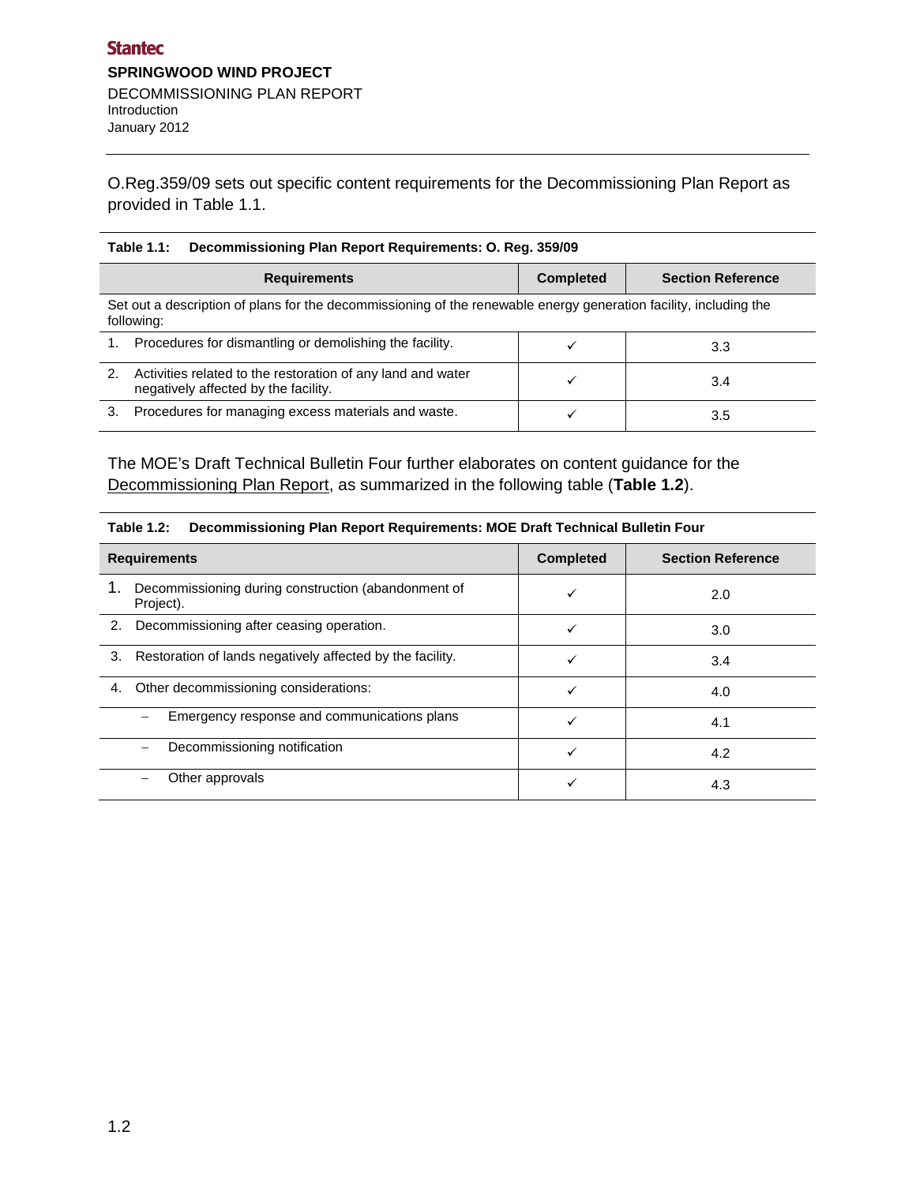O.Reg.359/09 sets out specific content requirements for the Decommissioning Plan Report as provided in Table 1.1.

**Table 1.1: Decommissioning Plan Report Requirements: O. Reg. 359/09**

| Requirements | Completed | Section Reference |
|---|---|---|
| Set out a description of plans for the decommissioning of the renewable energy generation facility, including the following: | | |
| 1. Procedures for dismantling or demolishing the facility. | ✓ | 3.3 |
| 2. Activities related to the restoration of any land and water negatively affected by the facility. | ✓ | 3.4 |
| 3. Procedures for managing excess materials and waste. | ✓ | 3.5 |

The MOE's Draft Technical Bulletin Four further elaborates on content guidance for the Decommissioning Plan Report, as summarized in the following table (**Table 1.2**).

**Table 1.2: Decommissioning Plan Report Requirements: MOE Draft Technical Bulletin Four**

| Requirements | Completed | Section Reference |
|---|---|---|
| 1. Decommissioning during construction (abandonment of Project). | ✓ | 2.0 |
| 2. Decommissioning after ceasing operation. | ✓ | 3.0 |
| 3. Restoration of lands negatively affected by the facility. | ✓ | 3.4 |
| 4. Other decommissioning considerations: | ✓ | 4.0 |
| – Emergency response and communications plans | ✓ | 4.1 |
| – Decommissioning notification | ✓ | 4.2 |
| – Other approvals | ✓ | 4.3 |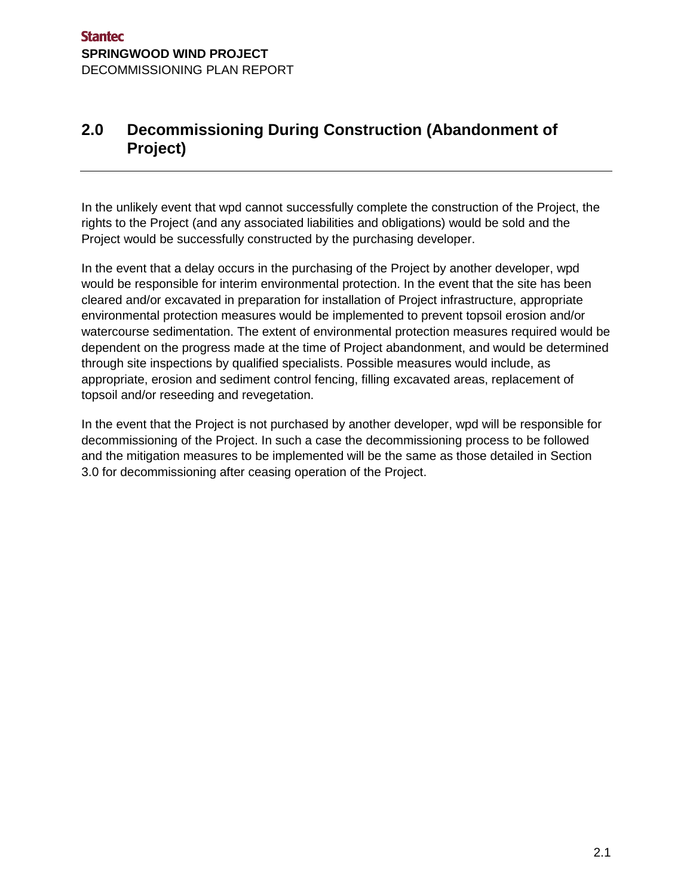## 2.0 Decommissioning During Construction (Abandonment of Project)

In the unlikely event that wpd cannot successfully complete the construction of the Project, the rights to the Project (and any associated liabilities and obligations) would be sold and the Project would be successfully constructed by the purchasing developer.

In the event that a delay occurs in the purchasing of the Project by another developer, wpd would be responsible for interim environmental protection. In the event that the site has been cleared and/or excavated in preparation for installation of Project infrastructure, appropriate environmental protection measures would be implemented to prevent topsoil erosion and/or watercourse sedimentation. The extent of environmental protection measures required would be dependent on the progress made at the time of Project abandonment, and would be determined through site inspections by qualified specialists. Possible measures would include, as appropriate, erosion and sediment control fencing, filling excavated areas, replacement of topsoil and/or reseeding and revegetation.

In the event that the Project is not purchased by another developer, wpd will be responsible for decommissioning of the Project. In such a case the decommissioning process to be followed and the mitigation measures to be implemented will be the same as those detailed in Section 3.0 for decommissioning after ceasing operation of the Project.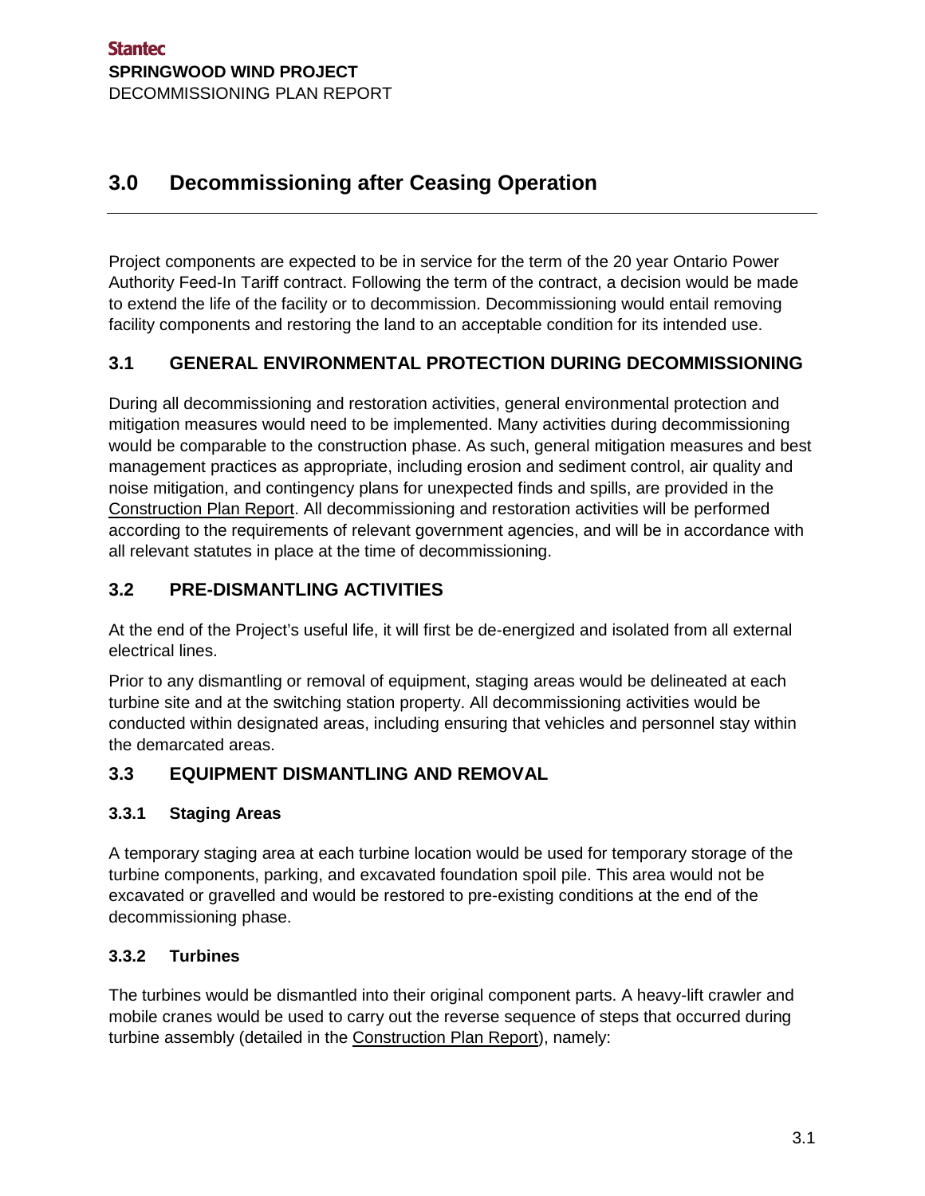# 3.0 Decommissioning after Ceasing Operation

Project components are expected to be in service for the term of the 20 year Ontario Power Authority Feed-In Tariff contract. Following the term of the contract, a decision would be made to extend the life of the facility or to decommission. Decommissioning would entail removing facility components and restoring the land to an acceptable condition for its intended use.

## 3.1 GENERAL ENVIRONMENTAL PROTECTION DURING DECOMMISSIONING

During all decommissioning and restoration activities, general environmental protection and mitigation measures would need to be implemented. Many activities during decommissioning would be comparable to the construction phase. As such, general mitigation measures and best management practices as appropriate, including erosion and sediment control, air quality and noise mitigation, and contingency plans for unexpected finds and spills, are provided in the Construction Plan Report. All decommissioning and restoration activities will be performed according to the requirements of relevant government agencies, and will be in accordance with all relevant statutes in place at the time of decommissioning.

## 3.2 PRE-DISMANTLING ACTIVITIES

At the end of the Project's useful life, it will first be de-energized and isolated from all external electrical lines.

Prior to any dismantling or removal of equipment, staging areas would be delineated at each turbine site and at the switching station property. All decommissioning activities would be conducted within designated areas, including ensuring that vehicles and personnel stay within the demarcated areas.

## 3.3 EQUIPMENT DISMANTLING AND REMOVAL

### 3.3.1 Staging Areas

A temporary staging area at each turbine location would be used for temporary storage of the turbine components, parking, and excavated foundation spoil pile. This area would not be excavated or gravelled and would be restored to pre-existing conditions at the end of the decommissioning phase.

### 3.3.2 Turbines

The turbines would be dismantled into their original component parts. A heavy-lift crawler and mobile cranes would be used to carry out the reverse sequence of steps that occurred during turbine assembly (detailed in the Construction Plan Report), namely: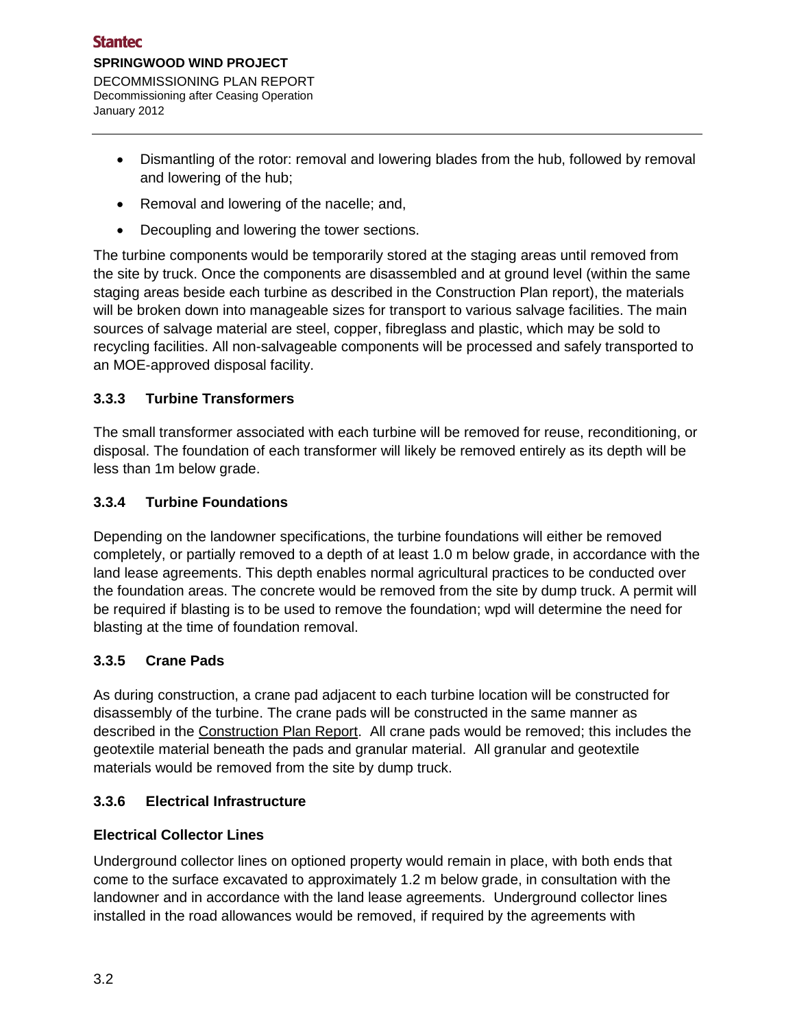- Dismantling of the rotor: removal and lowering blades from the hub, followed by removal and lowering of the hub;
- Removal and lowering of the nacelle; and,
- Decoupling and lowering the tower sections.

The turbine components would be temporarily stored at the staging areas until removed from the site by truck. Once the components are disassembled and at ground level (within the same staging areas beside each turbine as described in the Construction Plan report), the materials will be broken down into manageable sizes for transport to various salvage facilities. The main sources of salvage material are steel, copper, fibreglass and plastic, which may be sold to recycling facilities. All non-salvageable components will be processed and safely transported to an MOE-approved disposal facility.

### 3.3.3 Turbine Transformers

The small transformer associated with each turbine will be removed for reuse, reconditioning, or disposal. The foundation of each transformer will likely be removed entirely as its depth will be less than 1m below grade.

### 3.3.4 Turbine Foundations

Depending on the landowner specifications, the turbine foundations will either be removed completely, or partially removed to a depth of at least 1.0 m below grade, in accordance with the land lease agreements. This depth enables normal agricultural practices to be conducted over the foundation areas. The concrete would be removed from the site by dump truck. A permit will be required if blasting is to be used to remove the foundation; wpd will determine the need for blasting at the time of foundation removal.

### 3.3.5 Crane Pads

As during construction, a crane pad adjacent to each turbine location will be constructed for disassembly of the turbine. The crane pads will be constructed in the same manner as described in the Construction Plan Report. All crane pads would be removed; this includes the geotextile material beneath the pads and granular material. All granular and geotextile materials would be removed from the site by dump truck.

### 3.3.6 Electrical Infrastructure

**Electrical Collector Lines**

Underground collector lines on optioned property would remain in place, with both ends that come to the surface excavated to approximately 1.2 m below grade, in consultation with the landowner and in accordance with the land lease agreements. Underground collector lines installed in the road allowances would be removed, if required by the agreements with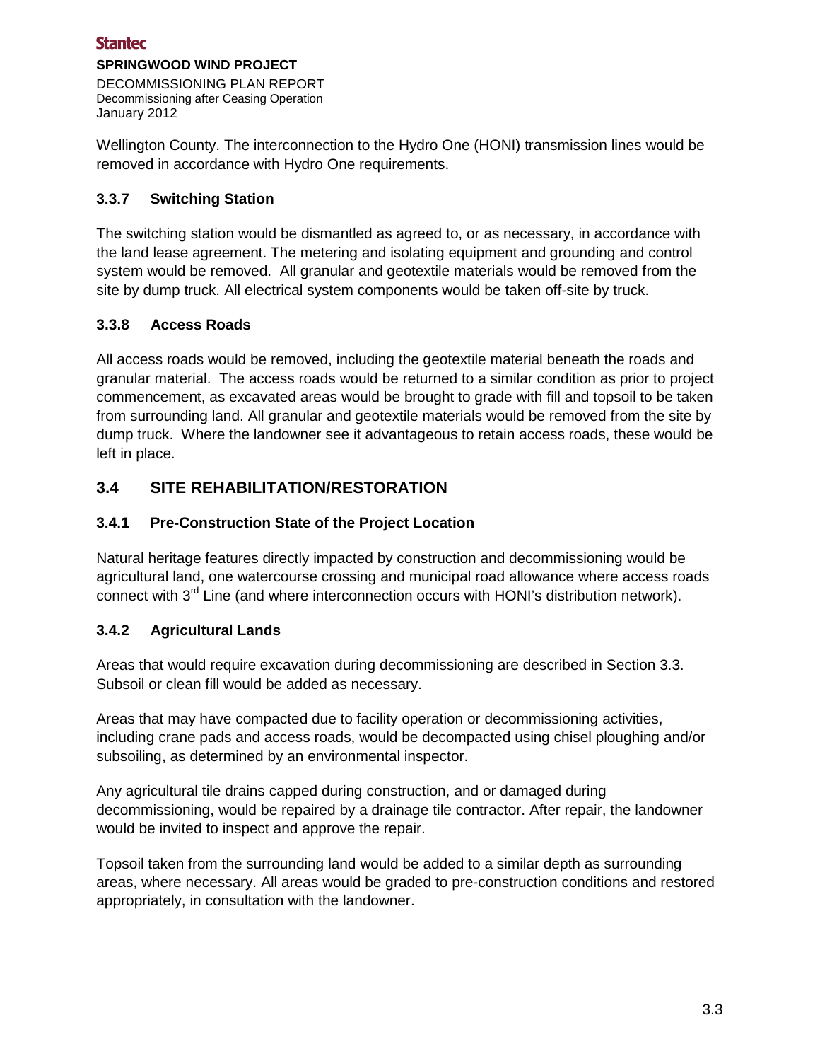Wellington County. The interconnection to the Hydro One (HONI) transmission lines would be removed in accordance with Hydro One requirements.

### 3.3.7 Switching Station

The switching station would be dismantled as agreed to, or as necessary, in accordance with the land lease agreement. The metering and isolating equipment and grounding and control system would be removed. All granular and geotextile materials would be removed from the site by dump truck. All electrical system components would be taken off-site by truck.

### 3.3.8 Access Roads

All access roads would be removed, including the geotextile material beneath the roads and granular material. The access roads would be returned to a similar condition as prior to project commencement, as excavated areas would be brought to grade with fill and topsoil to be taken from surrounding land. All granular and geotextile materials would be removed from the site by dump truck. Where the landowner see it advantageous to retain access roads, these would be left in place.

## 3.4 SITE REHABILITATION/RESTORATION

### 3.4.1 Pre-Construction State of the Project Location

Natural heritage features directly impacted by construction and decommissioning would be agricultural land, one watercourse crossing and municipal road allowance where access roads connect with 3rd Line (and where interconnection occurs with HONI's distribution network).

### 3.4.2 Agricultural Lands

Areas that would require excavation during decommissioning are described in Section 3.3. Subsoil or clean fill would be added as necessary.

Areas that may have compacted due to facility operation or decommissioning activities, including crane pads and access roads, would be decompacted using chisel ploughing and/or subsoiling, as determined by an environmental inspector.

Any agricultural tile drains capped during construction, and or damaged during decommissioning, would be repaired by a drainage tile contractor. After repair, the landowner would be invited to inspect and approve the repair.

Topsoil taken from the surrounding land would be added to a similar depth as surrounding areas, where necessary. All areas would be graded to pre-construction conditions and restored appropriately, in consultation with the landowner.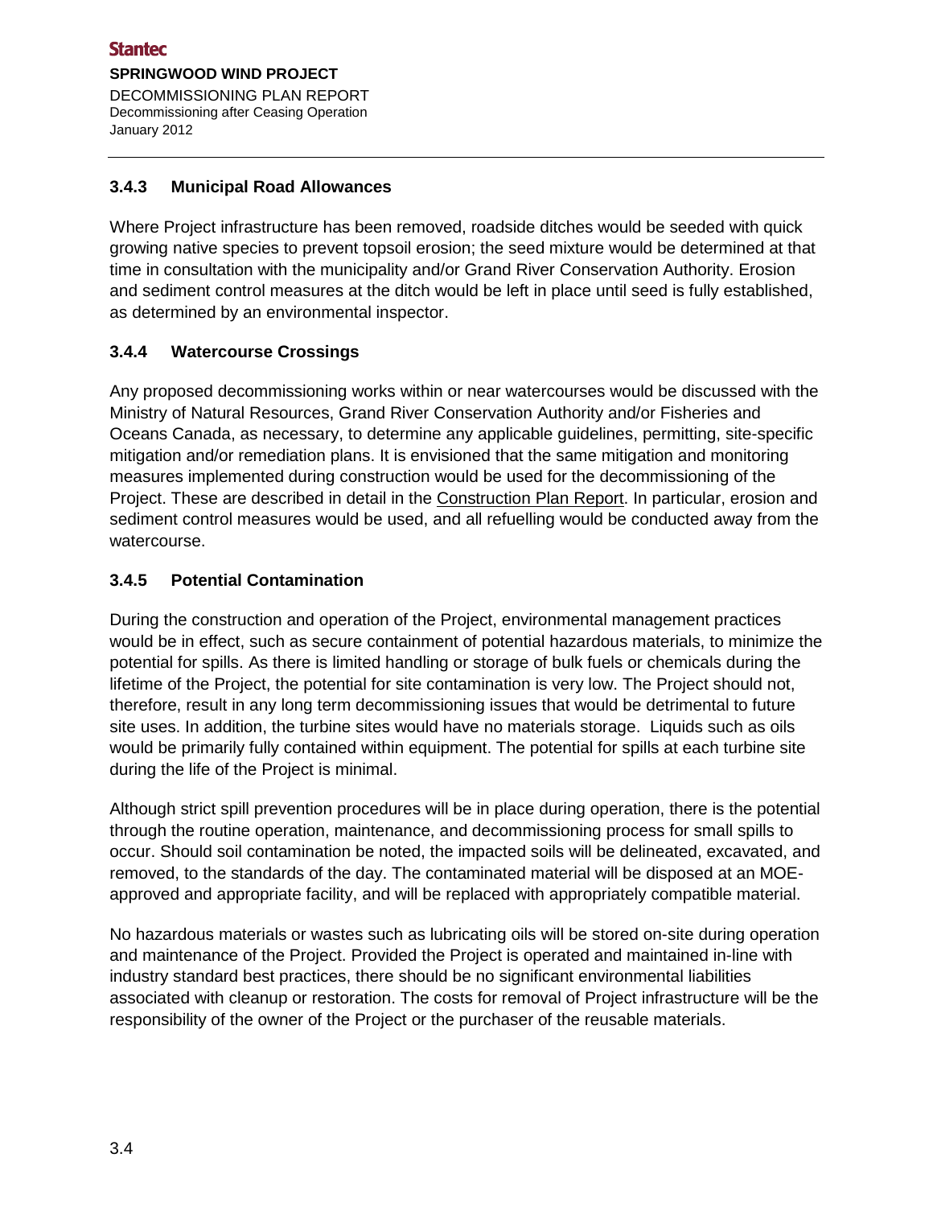### 3.4.3 Municipal Road Allowances

Where Project infrastructure has been removed, roadside ditches would be seeded with quick growing native species to prevent topsoil erosion; the seed mixture would be determined at that time in consultation with the municipality and/or Grand River Conservation Authority. Erosion and sediment control measures at the ditch would be left in place until seed is fully established, as determined by an environmental inspector.

### 3.4.4 Watercourse Crossings

Any proposed decommissioning works within or near watercourses would be discussed with the Ministry of Natural Resources, Grand River Conservation Authority and/or Fisheries and Oceans Canada, as necessary, to determine any applicable guidelines, permitting, site-specific mitigation and/or remediation plans. It is envisioned that the same mitigation and monitoring measures implemented during construction would be used for the decommissioning of the Project. These are described in detail in the Construction Plan Report. In particular, erosion and sediment control measures would be used, and all refuelling would be conducted away from the watercourse.

### 3.4.5 Potential Contamination

During the construction and operation of the Project, environmental management practices would be in effect, such as secure containment of potential hazardous materials, to minimize the potential for spills. As there is limited handling or storage of bulk fuels or chemicals during the lifetime of the Project, the potential for site contamination is very low. The Project should not, therefore, result in any long term decommissioning issues that would be detrimental to future site uses. In addition, the turbine sites would have no materials storage. Liquids such as oils would be primarily fully contained within equipment. The potential for spills at each turbine site during the life of the Project is minimal.

Although strict spill prevention procedures will be in place during operation, there is the potential through the routine operation, maintenance, and decommissioning process for small spills to occur. Should soil contamination be noted, the impacted soils will be delineated, excavated, and removed, to the standards of the day. The contaminated material will be disposed at an MOE-approved and appropriate facility, and will be replaced with appropriately compatible material.

No hazardous materials or wastes such as lubricating oils will be stored on-site during operation and maintenance of the Project. Provided the Project is operated and maintained in-line with industry standard best practices, there should be no significant environmental liabilities associated with cleanup or restoration. The costs for removal of Project infrastructure will be the responsibility of the owner of the Project or the purchaser of the reusable materials.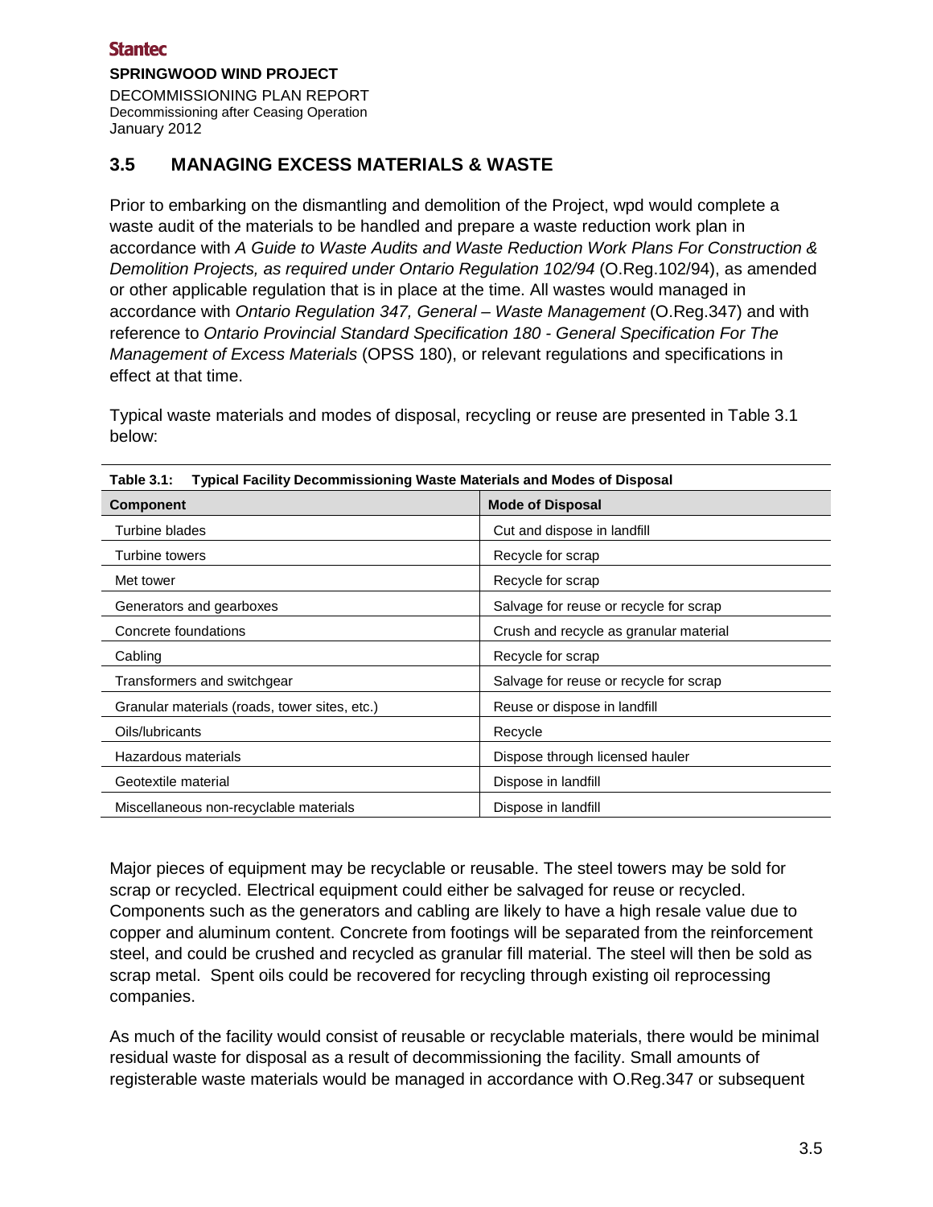## 3.5 MANAGING EXCESS MATERIALS & WASTE

Prior to embarking on the dismantling and demolition of the Project, wpd would complete a waste audit of the materials to be handled and prepare a waste reduction work plan in accordance with *A Guide to Waste Audits and Waste Reduction Work Plans For Construction & Demolition Projects, as required under Ontario Regulation 102/94* (O.Reg.102/94), as amended or other applicable regulation that is in place at the time. All wastes would managed in accordance with *Ontario Regulation 347, General – Waste Management* (O.Reg.347) and with reference to *Ontario Provincial Standard Specification 180 - General Specification For The Management of Excess Materials* (OPSS 180), or relevant regulations and specifications in effect at that time.

Typical waste materials and modes of disposal, recycling or reuse are presented in Table 3.1 below:

**Table 3.1: Typical Facility Decommissioning Waste Materials and Modes of Disposal**

| Component | Mode of Disposal |
|---|---|
| Turbine blades | Cut and dispose in landfill |
| Turbine towers | Recycle for scrap |
| Met tower | Recycle for scrap |
| Generators and gearboxes | Salvage for reuse or recycle for scrap |
| Concrete foundations | Crush and recycle as granular material |
| Cabling | Recycle for scrap |
| Transformers and switchgear | Salvage for reuse or recycle for scrap |
| Granular materials (roads, tower sites, etc.) | Reuse or dispose in landfill |
| Oils/lubricants | Recycle |
| Hazardous materials | Dispose through licensed hauler |
| Geotextile material | Dispose in landfill |
| Miscellaneous non-recyclable materials | Dispose in landfill |

Major pieces of equipment may be recyclable or reusable. The steel towers may be sold for scrap or recycled. Electrical equipment could either be salvaged for reuse or recycled. Components such as the generators and cabling are likely to have a high resale value due to copper and aluminum content. Concrete from footings will be separated from the reinforcement steel, and could be crushed and recycled as granular fill material. The steel will then be sold as scrap metal. Spent oils could be recovered for recycling through existing oil reprocessing companies.

As much of the facility would consist of reusable or recyclable materials, there would be minimal residual waste for disposal as a result of decommissioning the facility. Small amounts of registerable waste materials would be managed in accordance with O.Reg.347 or subsequent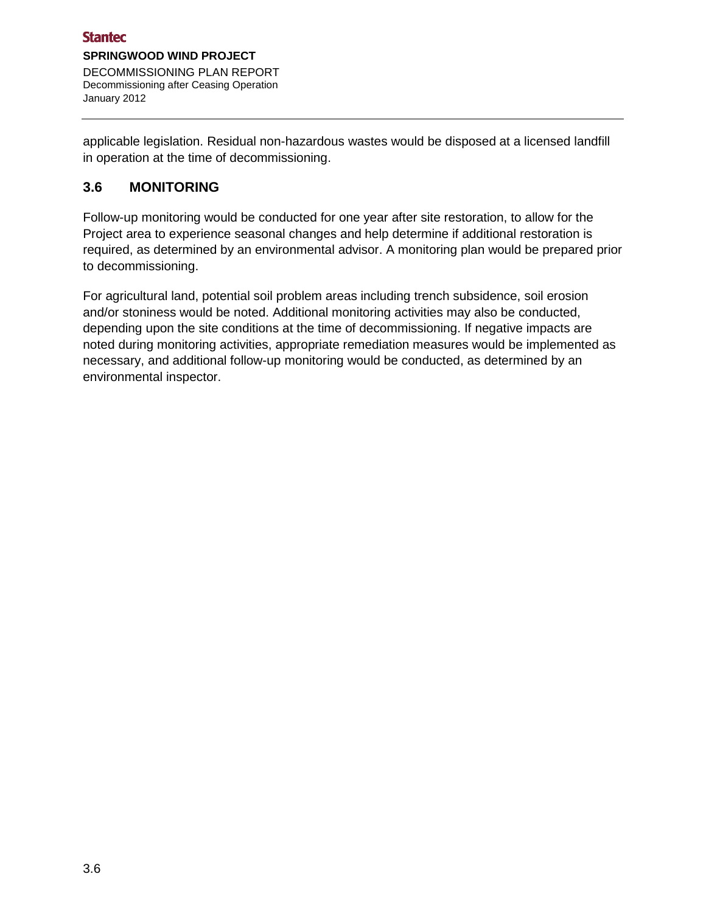applicable legislation. Residual non-hazardous wastes would be disposed at a licensed landfill in operation at the time of decommissioning.

## 3.6 MONITORING

Follow-up monitoring would be conducted for one year after site restoration, to allow for the Project area to experience seasonal changes and help determine if additional restoration is required, as determined by an environmental advisor. A monitoring plan would be prepared prior to decommissioning.

For agricultural land, potential soil problem areas including trench subsidence, soil erosion and/or stoniness would be noted. Additional monitoring activities may also be conducted, depending upon the site conditions at the time of decommissioning. If negative impacts are noted during monitoring activities, appropriate remediation measures would be implemented as necessary, and additional follow-up monitoring would be conducted, as determined by an environmental inspector.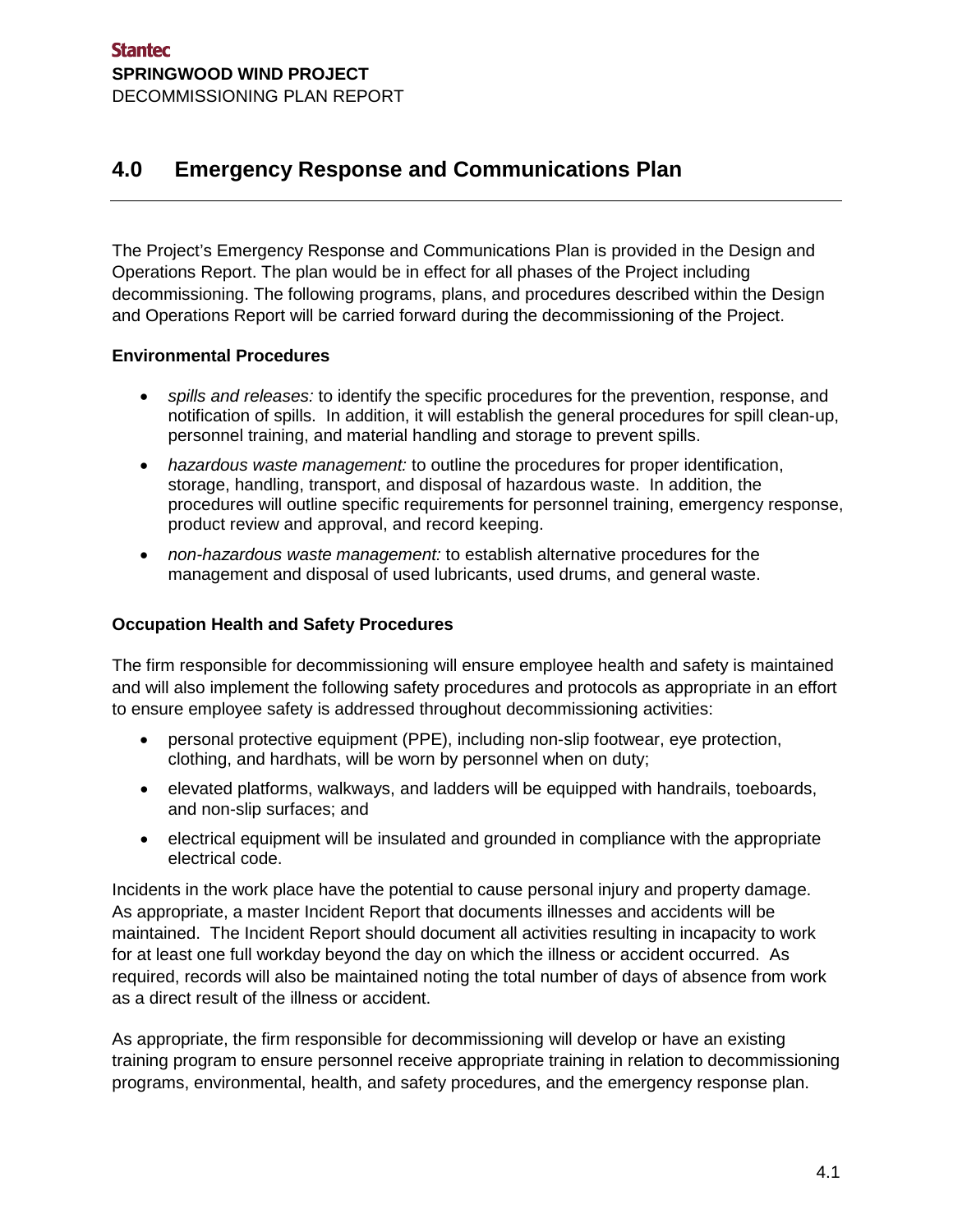# 4.0 Emergency Response and Communications Plan

The Project's Emergency Response and Communications Plan is provided in the Design and Operations Report. The plan would be in effect for all phases of the Project including decommissioning. The following programs, plans, and procedures described within the Design and Operations Report will be carried forward during the decommissioning of the Project.

**Environmental Procedures**

- *spills and releases:* to identify the specific procedures for the prevention, response, and notification of spills. In addition, it will establish the general procedures for spill clean-up, personnel training, and material handling and storage to prevent spills.
- *hazardous waste management:* to outline the procedures for proper identification, storage, handling, transport, and disposal of hazardous waste. In addition, the procedures will outline specific requirements for personnel training, emergency response, product review and approval, and record keeping.
- *non-hazardous waste management:* to establish alternative procedures for the management and disposal of used lubricants, used drums, and general waste.

**Occupation Health and Safety Procedures**

The firm responsible for decommissioning will ensure employee health and safety is maintained and will also implement the following safety procedures and protocols as appropriate in an effort to ensure employee safety is addressed throughout decommissioning activities:

- personal protective equipment (PPE), including non-slip footwear, eye protection, clothing, and hardhats, will be worn by personnel when on duty;
- elevated platforms, walkways, and ladders will be equipped with handrails, toeboards, and non-slip surfaces; and
- electrical equipment will be insulated and grounded in compliance with the appropriate electrical code.

Incidents in the work place have the potential to cause personal injury and property damage. As appropriate, a master Incident Report that documents illnesses and accidents will be maintained. The Incident Report should document all activities resulting in incapacity to work for at least one full workday beyond the day on which the illness or accident occurred. As required, records will also be maintained noting the total number of days of absence from work as a direct result of the illness or accident.

As appropriate, the firm responsible for decommissioning will develop or have an existing training program to ensure personnel receive appropriate training in relation to decommissioning programs, environmental, health, and safety procedures, and the emergency response plan.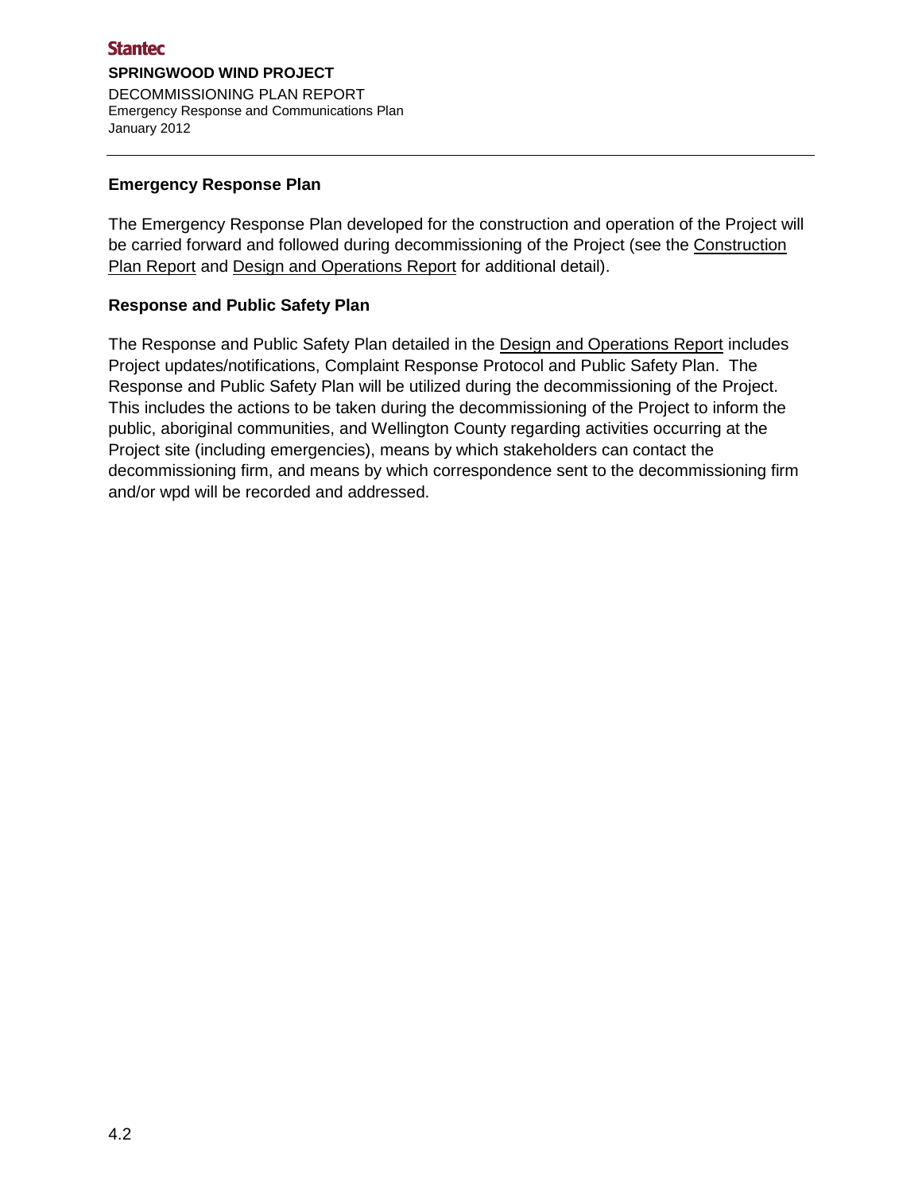**Emergency Response Plan**

The Emergency Response Plan developed for the construction and operation of the Project will be carried forward and followed during decommissioning of the Project (see the Construction Plan Report and Design and Operations Report for additional detail).

**Response and Public Safety Plan**

The Response and Public Safety Plan detailed in the Design and Operations Report includes Project updates/notifications, Complaint Response Protocol and Public Safety Plan. The Response and Public Safety Plan will be utilized during the decommissioning of the Project. This includes the actions to be taken during the decommissioning of the Project to inform the public, aboriginal communities, and Wellington County regarding activities occurring at the Project site (including emergencies), means by which stakeholders can contact the decommissioning firm, and means by which correspondence sent to the decommissioning firm and/or wpd will be recorded and addressed.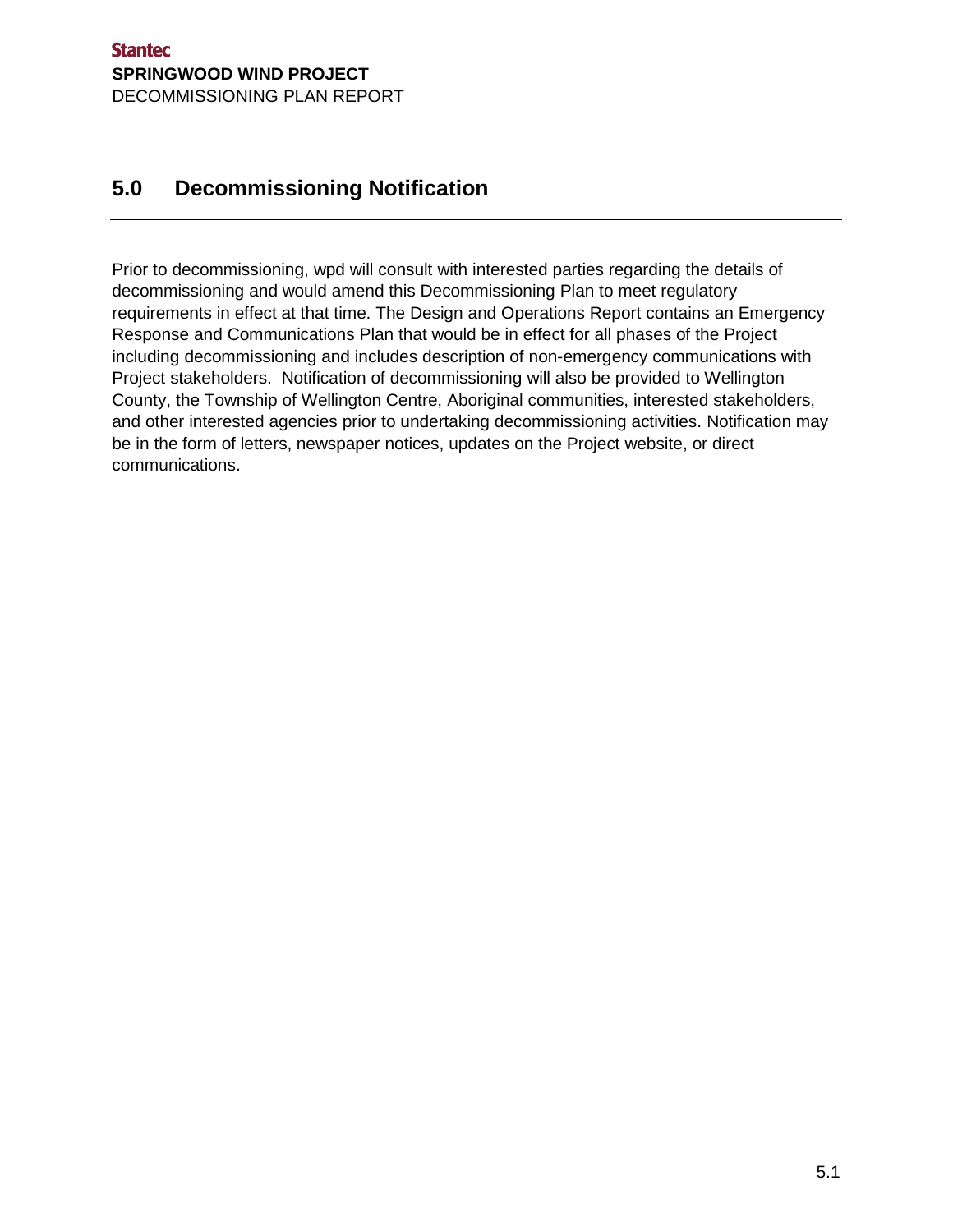# 5.0 Decommissioning Notification

Prior to decommissioning, wpd will consult with interested parties regarding the details of decommissioning and would amend this Decommissioning Plan to meet regulatory requirements in effect at that time. The Design and Operations Report contains an Emergency Response and Communications Plan that would be in effect for all phases of the Project including decommissioning and includes description of non-emergency communications with Project stakeholders. Notification of decommissioning will also be provided to Wellington County, the Township of Wellington Centre, Aboriginal communities, interested stakeholders, and other interested agencies prior to undertaking decommissioning activities. Notification may be in the form of letters, newspaper notices, updates on the Project website, or direct communications.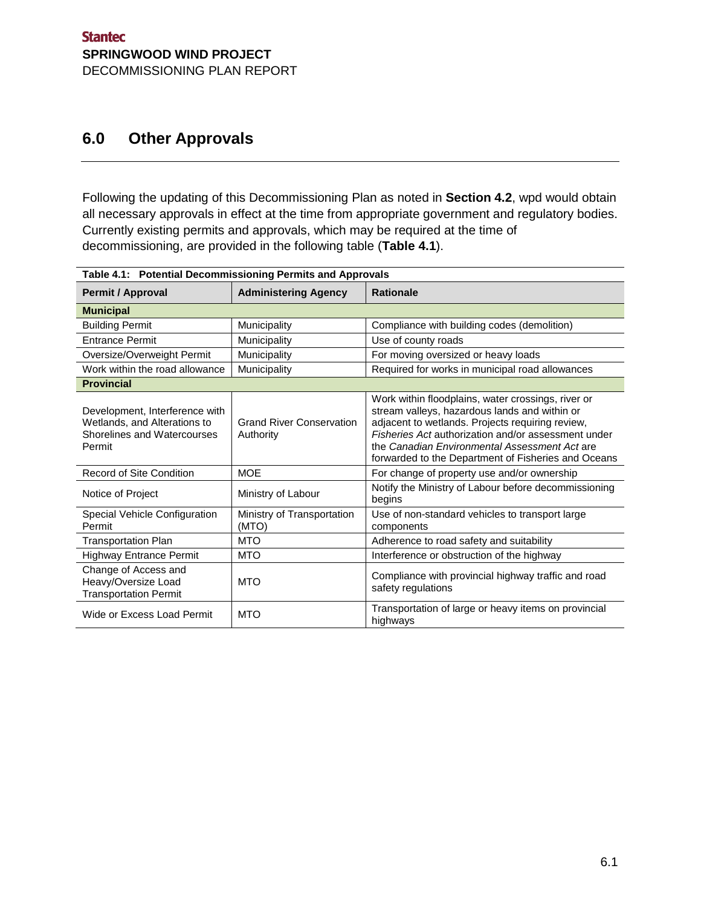## 6.0 Other Approvals

Following the updating of this Decommissioning Plan as noted in **Section 4.2**, wpd would obtain all necessary approvals in effect at the time from appropriate government and regulatory bodies. Currently existing permits and approvals, which may be required at the time of decommissioning, are provided in the following table (**Table 4.1**).

**Table 4.1: Potential Decommissioning Permits and Approvals**

| Permit / Approval | Administering Agency | Rationale |
|---|---|---|
| **Municipal** | | |
| Building Permit | Municipality | Compliance with building codes (demolition) |
| Entrance Permit | Municipality | Use of county roads |
| Oversize/Overweight Permit | Municipality | For moving oversized or heavy loads |
| Work within the road allowance | Municipality | Required for works in municipal road allowances |
| **Provincial** | | |
| Development, Interference with Wetlands, and Alterations to Shorelines and Watercourses Permit | Grand River Conservation Authority | Work within floodplains, water crossings, river or stream valleys, hazardous lands and within or adjacent to wetlands. Projects requiring review, *Fisheries Act* authorization and/or assessment under the *Canadian Environmental Assessment Act* are forwarded to the Department of Fisheries and Oceans |
| Record of Site Condition | MOE | For change of property use and/or ownership |
| Notice of Project | Ministry of Labour | Notify the Ministry of Labour before decommissioning begins |
| Special Vehicle Configuration Permit | Ministry of Transportation (MTO) | Use of non-standard vehicles to transport large components |
| Transportation Plan | MTO | Adherence to road safety and suitability |
| Highway Entrance Permit | MTO | Interference or obstruction of the highway |
| Change of Access and Heavy/Oversize Load Transportation Permit | MTO | Compliance with provincial highway traffic and road safety regulations |
| Wide or Excess Load Permit | MTO | Transportation of large or heavy items on provincial highways |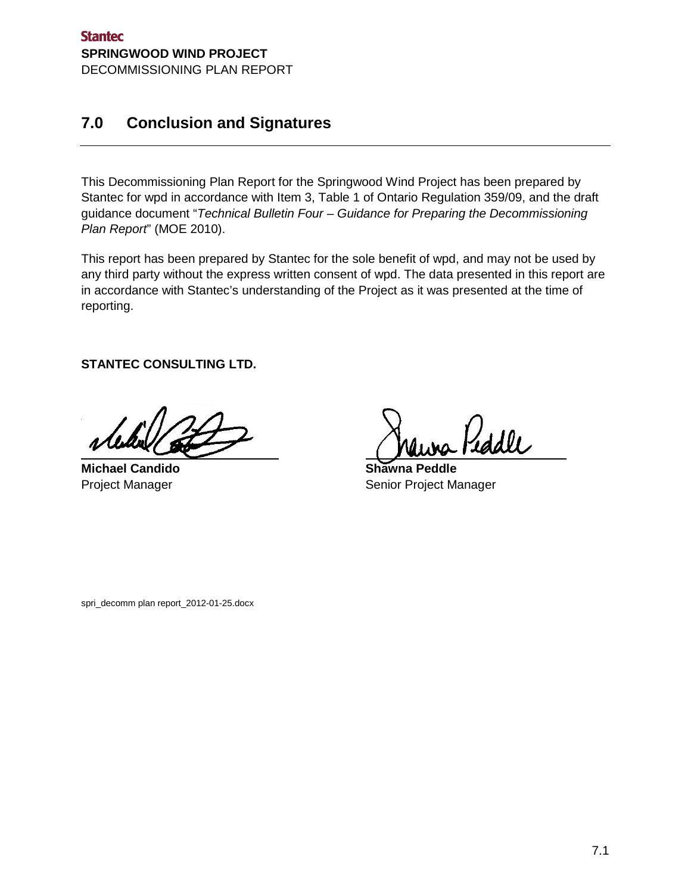## 7.0 Conclusion and Signatures

This Decommissioning Plan Report for the Springwood Wind Project has been prepared by Stantec for wpd in accordance with Item 3, Table 1 of Ontario Regulation 359/09, and the draft guidance document "*Technical Bulletin Four – Guidance for Preparing the Decommissioning Plan Report*" (MOE 2010).

This report has been prepared by Stantec for the sole benefit of wpd, and may not be used by any third party without the express written consent of wpd. The data presented in this report are in accordance with Stantec's understanding of the Project as it was presented at the time of reporting.

**STANTEC CONSULTING LTD.**

**Michael Candido**
Project Manager

**Shawna Peddle**
Senior Project Manager

spri_decomm plan report_2012-01-25.docx